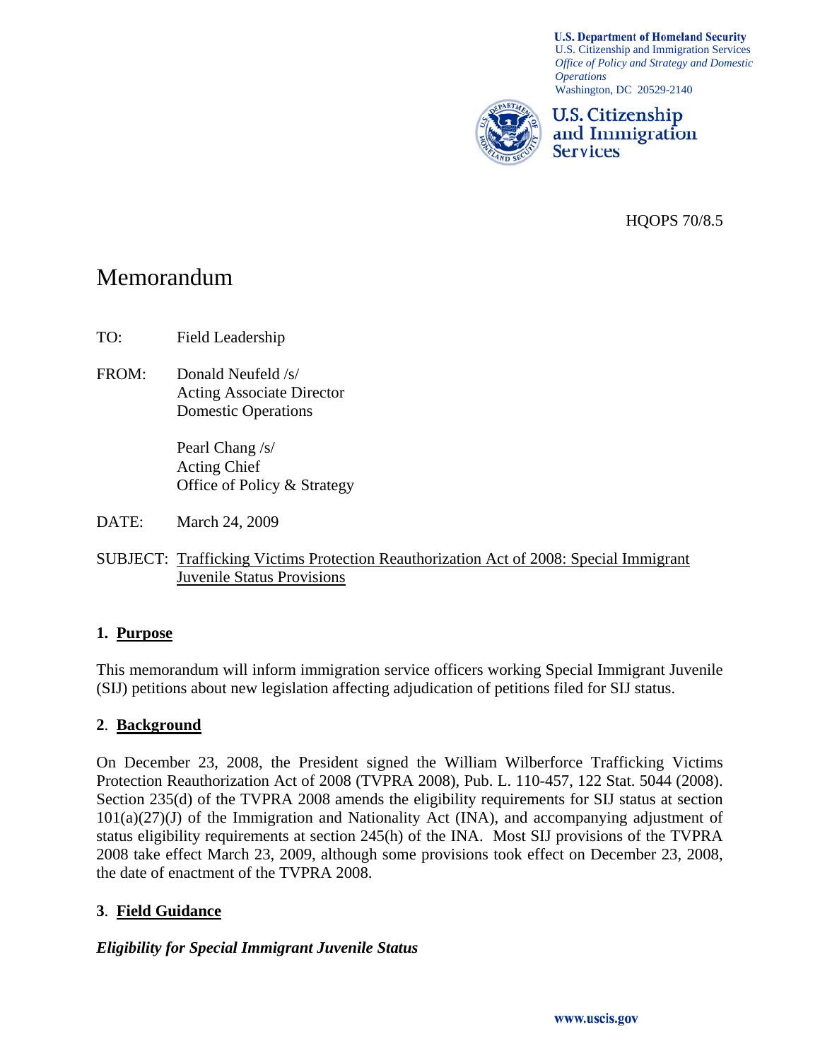**U.S. Department of Homeland Security**
U.S. Citizenship and Immigration Services
*Office of Policy and Strategy and Domestic Operations*
Washington, DC 20529-2140

**U.S. Citizenship and Immigration Services**

HQOPS 70/8.5

# Memorandum

TO: Field Leadership

FROM: Donald Neufeld /s/
Acting Associate Director
Domestic Operations

Pearl Chang /s/
Acting Chief
Office of Policy & Strategy

DATE: March 24, 2009

SUBJECT: Trafficking Victims Protection Reauthorization Act of 2008: Special Immigrant Juvenile Status Provisions

## 1. Purpose

This memorandum will inform immigration service officers working Special Immigrant Juvenile (SIJ) petitions about new legislation affecting adjudication of petitions filed for SIJ status.

## 2. Background

On December 23, 2008, the President signed the William Wilberforce Trafficking Victims Protection Reauthorization Act of 2008 (TVPRA 2008), Pub. L. 110-457, 122 Stat. 5044 (2008). Section 235(d) of the TVPRA 2008 amends the eligibility requirements for SIJ status at section 101(a)(27)(J) of the Immigration and Nationality Act (INA), and accompanying adjustment of status eligibility requirements at section 245(h) of the INA. Most SIJ provisions of the TVPRA 2008 take effect March 23, 2009, although some provisions took effect on December 23, 2008, the date of enactment of the TVPRA 2008.

## 3. Field Guidance

***Eligibility for Special Immigrant Juvenile Status***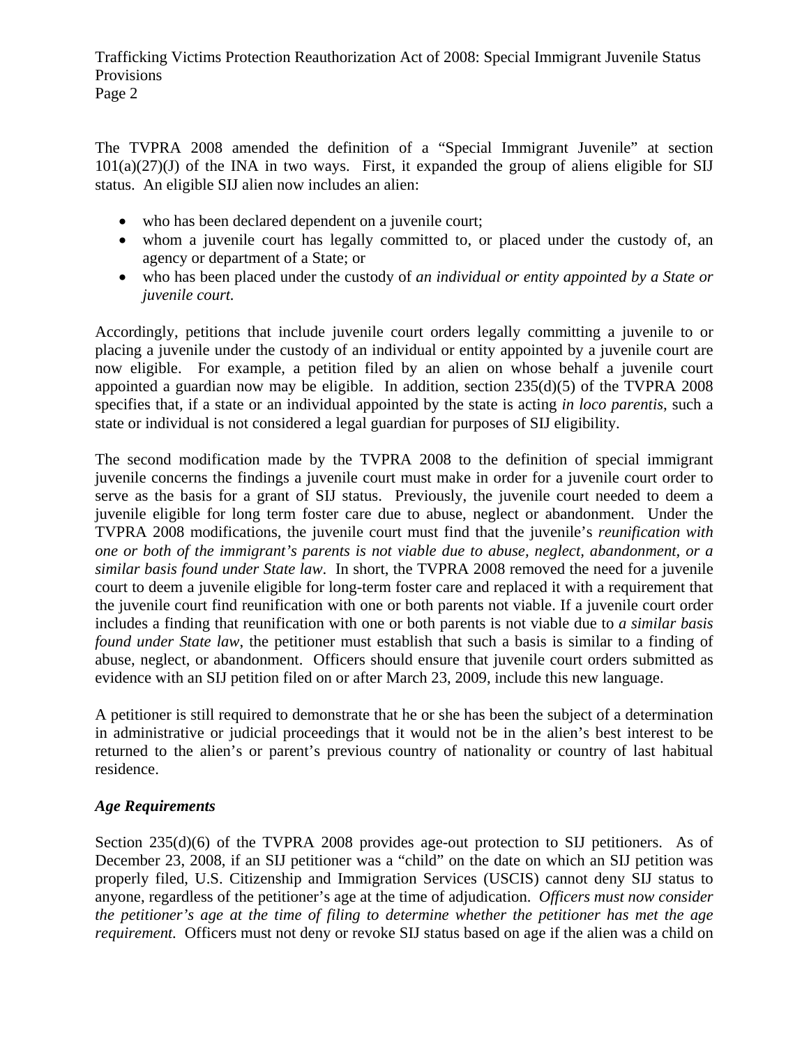The TVPRA 2008 amended the definition of a "Special Immigrant Juvenile" at section 101(a)(27)(J) of the INA in two ways. First, it expanded the group of aliens eligible for SIJ status. An eligible SIJ alien now includes an alien:

- who has been declared dependent on a juvenile court;
- whom a juvenile court has legally committed to, or placed under the custody of, an agency or department of a State; or
- who has been placed under the custody of *an individual or entity appointed by a State or juvenile court.*

Accordingly, petitions that include juvenile court orders legally committing a juvenile to or placing a juvenile under the custody of an individual or entity appointed by a juvenile court are now eligible. For example, a petition filed by an alien on whose behalf a juvenile court appointed a guardian now may be eligible. In addition, section 235(d)(5) of the TVPRA 2008 specifies that, if a state or an individual appointed by the state is acting *in loco parentis*, such a state or individual is not considered a legal guardian for purposes of SIJ eligibility.

The second modification made by the TVPRA 2008 to the definition of special immigrant juvenile concerns the findings a juvenile court must make in order for a juvenile court order to serve as the basis for a grant of SIJ status. Previously, the juvenile court needed to deem a juvenile eligible for long term foster care due to abuse, neglect or abandonment. Under the TVPRA 2008 modifications, the juvenile court must find that the juvenile's *reunification with one or both of the immigrant's parents is not viable due to abuse, neglect, abandonment, or a similar basis found under State law*. In short, the TVPRA 2008 removed the need for a juvenile court to deem a juvenile eligible for long-term foster care and replaced it with a requirement that the juvenile court find reunification with one or both parents not viable. If a juvenile court order includes a finding that reunification with one or both parents is not viable due to *a similar basis found under State law*, the petitioner must establish that such a basis is similar to a finding of abuse, neglect, or abandonment. Officers should ensure that juvenile court orders submitted as evidence with an SIJ petition filed on or after March 23, 2009, include this new language.

A petitioner is still required to demonstrate that he or she has been the subject of a determination in administrative or judicial proceedings that it would not be in the alien's best interest to be returned to the alien's or parent's previous country of nationality or country of last habitual residence.

### *Age Requirements*

Section 235(d)(6) of the TVPRA 2008 provides age-out protection to SIJ petitioners. As of December 23, 2008, if an SIJ petitioner was a "child" on the date on which an SIJ petition was properly filed, U.S. Citizenship and Immigration Services (USCIS) cannot deny SIJ status to anyone, regardless of the petitioner's age at the time of adjudication. *Officers must now consider the petitioner's age at the time of filing to determine whether the petitioner has met the age requirement.* Officers must not deny or revoke SIJ status based on age if the alien was a child on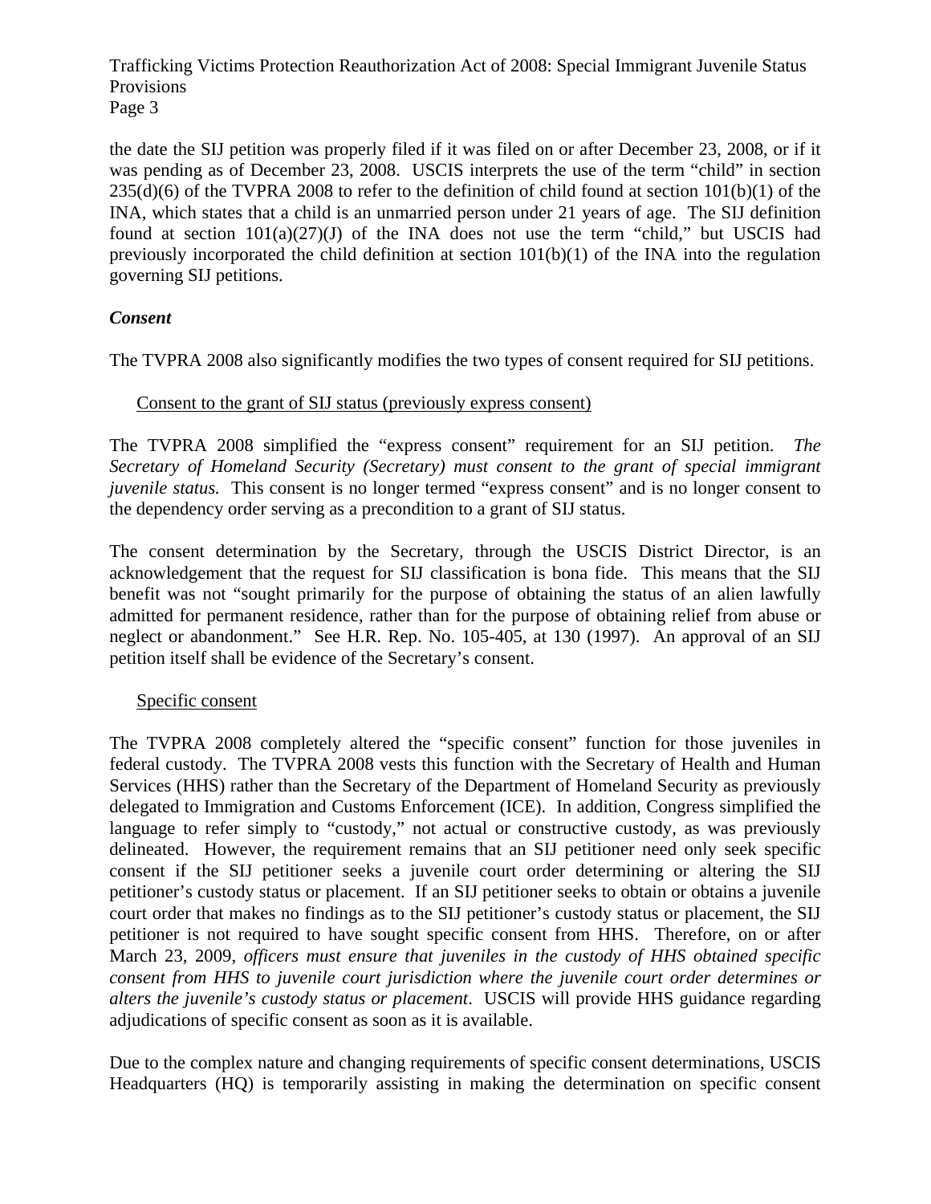the date the SIJ petition was properly filed if it was filed on or after December 23, 2008, or if it was pending as of December 23, 2008. USCIS interprets the use of the term "child" in section 235(d)(6) of the TVPRA 2008 to refer to the definition of child found at section 101(b)(1) of the INA, which states that a child is an unmarried person under 21 years of age. The SIJ definition found at section 101(a)(27)(J) of the INA does not use the term "child," but USCIS had previously incorporated the child definition at section 101(b)(1) of the INA into the regulation governing SIJ petitions.

***Consent***

The TVPRA 2008 also significantly modifies the two types of consent required for SIJ petitions.

Consent to the grant of SIJ status (previously express consent)

The TVPRA 2008 simplified the "express consent" requirement for an SIJ petition. *The Secretary of Homeland Security (Secretary) must consent to the grant of special immigrant juvenile status.* This consent is no longer termed "express consent" and is no longer consent to the dependency order serving as a precondition to a grant of SIJ status.

The consent determination by the Secretary, through the USCIS District Director, is an acknowledgement that the request for SIJ classification is bona fide. This means that the SIJ benefit was not "sought primarily for the purpose of obtaining the status of an alien lawfully admitted for permanent residence, rather than for the purpose of obtaining relief from abuse or neglect or abandonment." See H.R. Rep. No. 105-405, at 130 (1997). An approval of an SIJ petition itself shall be evidence of the Secretary's consent.

Specific consent

The TVPRA 2008 completely altered the "specific consent" function for those juveniles in federal custody. The TVPRA 2008 vests this function with the Secretary of Health and Human Services (HHS) rather than the Secretary of the Department of Homeland Security as previously delegated to Immigration and Customs Enforcement (ICE). In addition, Congress simplified the language to refer simply to "custody," not actual or constructive custody, as was previously delineated. However, the requirement remains that an SIJ petitioner need only seek specific consent if the SIJ petitioner seeks a juvenile court order determining or altering the SIJ petitioner's custody status or placement. If an SIJ petitioner seeks to obtain or obtains a juvenile court order that makes no findings as to the SIJ petitioner's custody status or placement, the SIJ petitioner is not required to have sought specific consent from HHS. Therefore, on or after March 23, 2009, *officers must ensure that juveniles in the custody of HHS obtained specific consent from HHS to juvenile court jurisdiction where the juvenile court order determines or alters the juvenile's custody status or placement*. USCIS will provide HHS guidance regarding adjudications of specific consent as soon as it is available.

Due to the complex nature and changing requirements of specific consent determinations, USCIS Headquarters (HQ) is temporarily assisting in making the determination on specific consent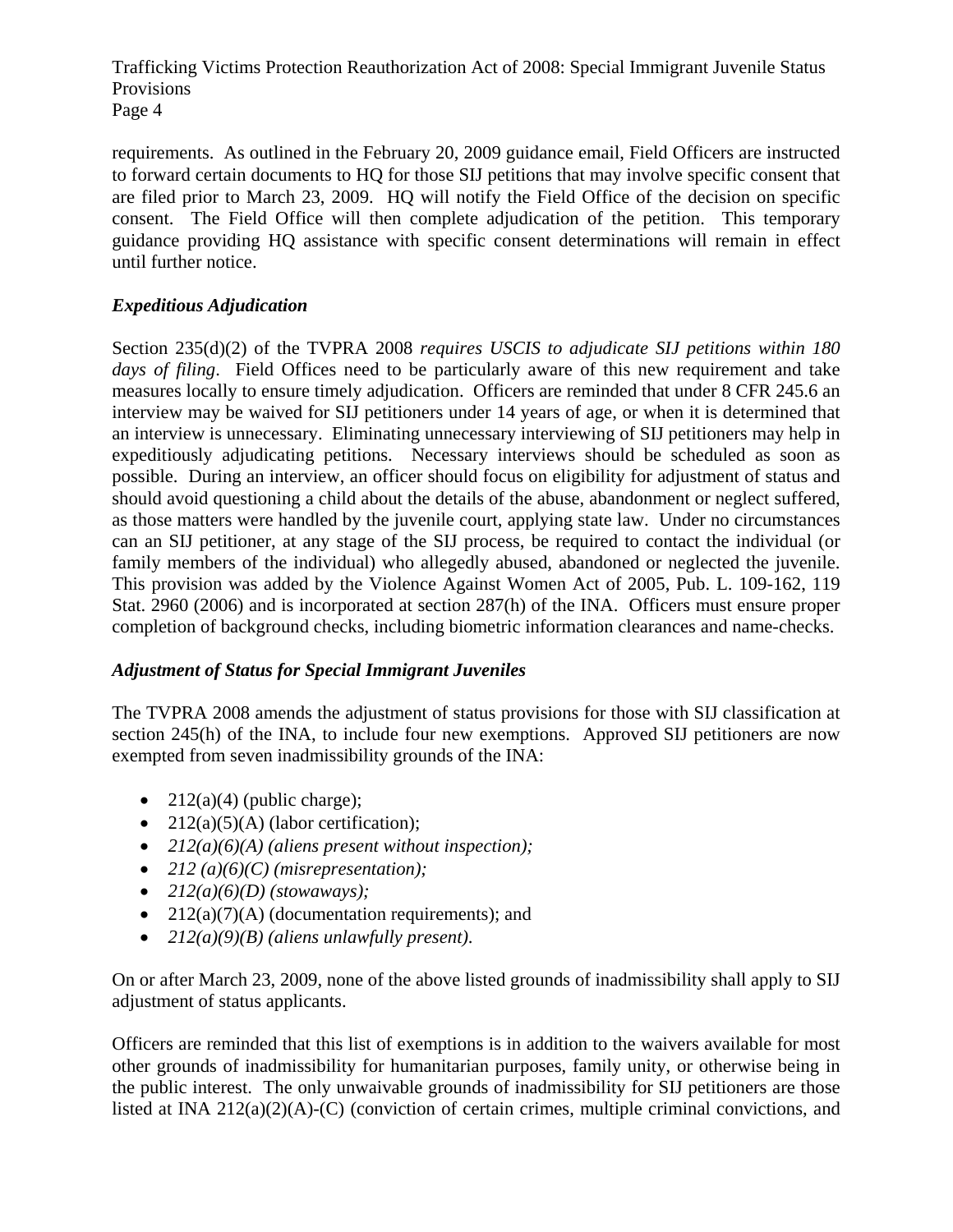requirements. As outlined in the February 20, 2009 guidance email, Field Officers are instructed to forward certain documents to HQ for those SIJ petitions that may involve specific consent that are filed prior to March 23, 2009. HQ will notify the Field Office of the decision on specific consent. The Field Office will then complete adjudication of the petition. This temporary guidance providing HQ assistance with specific consent determinations will remain in effect until further notice.

### *Expeditious Adjudication*

Section 235(d)(2) of the TVPRA 2008 *requires USCIS to adjudicate SIJ petitions within 180 days of filing*. Field Offices need to be particularly aware of this new requirement and take measures locally to ensure timely adjudication. Officers are reminded that under 8 CFR 245.6 an interview may be waived for SIJ petitioners under 14 years of age, or when it is determined that an interview is unnecessary. Eliminating unnecessary interviewing of SIJ petitioners may help in expeditiously adjudicating petitions. Necessary interviews should be scheduled as soon as possible. During an interview, an officer should focus on eligibility for adjustment of status and should avoid questioning a child about the details of the abuse, abandonment or neglect suffered, as those matters were handled by the juvenile court, applying state law. Under no circumstances can an SIJ petitioner, at any stage of the SIJ process, be required to contact the individual (or family members of the individual) who allegedly abused, abandoned or neglected the juvenile. This provision was added by the Violence Against Women Act of 2005, Pub. L. 109-162, 119 Stat. 2960 (2006) and is incorporated at section 287(h) of the INA. Officers must ensure proper completion of background checks, including biometric information clearances and name-checks.

### *Adjustment of Status for Special Immigrant Juveniles*

The TVPRA 2008 amends the adjustment of status provisions for those with SIJ classification at section 245(h) of the INA, to include four new exemptions. Approved SIJ petitioners are now exempted from seven inadmissibility grounds of the INA:

- 212(a)(4) (public charge);
- 212(a)(5)(A) (labor certification);
- *212(a)(6)(A) (aliens present without inspection);*
- *212 (a)(6)(C) (misrepresentation);*
- *212(a)(6)(D) (stowaways);*
- 212(a)(7)(A) (documentation requirements); and
- *212(a)(9)(B) (aliens unlawfully present).*

On or after March 23, 2009, none of the above listed grounds of inadmissibility shall apply to SIJ adjustment of status applicants.

Officers are reminded that this list of exemptions is in addition to the waivers available for most other grounds of inadmissibility for humanitarian purposes, family unity, or otherwise being in the public interest. The only unwaivable grounds of inadmissibility for SIJ petitioners are those listed at INA 212(a)(2)(A)-(C) (conviction of certain crimes, multiple criminal convictions, and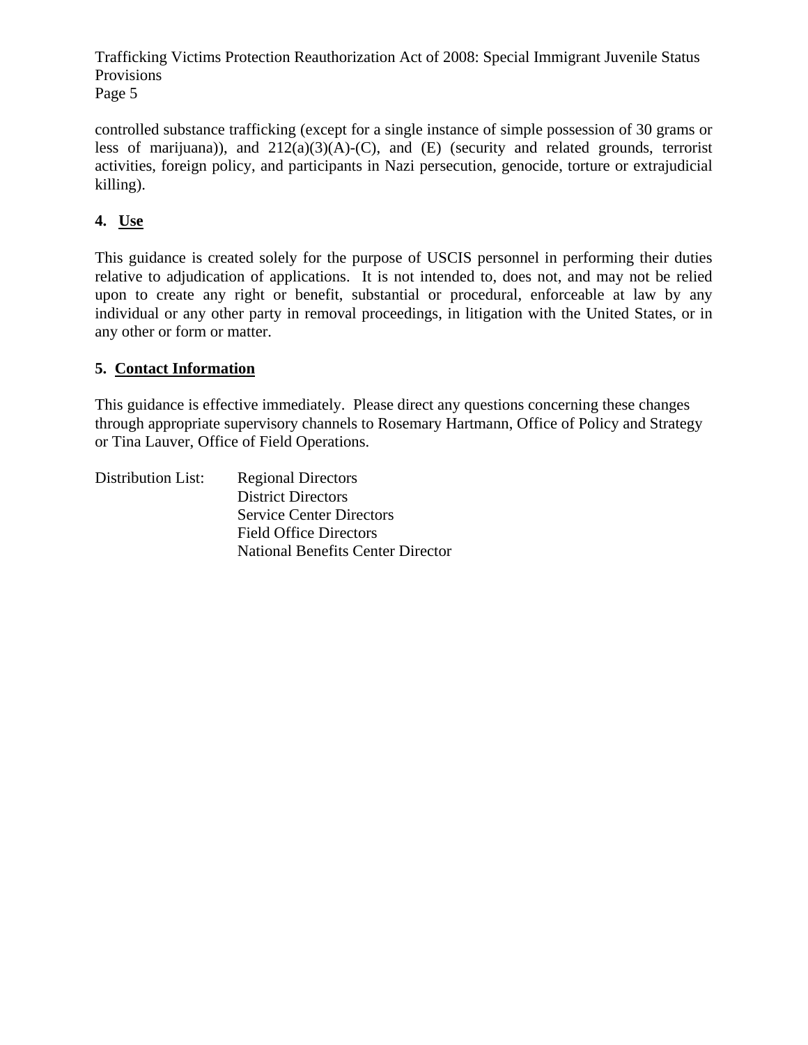controlled substance trafficking (except for a single instance of simple possession of 30 grams or less of marijuana)), and 212(a)(3)(A)-(C), and (E) (security and related grounds, terrorist activities, foreign policy, and participants in Nazi persecution, genocide, torture or extrajudicial killing).

## 4. Use

This guidance is created solely for the purpose of USCIS personnel in performing their duties relative to adjudication of applications. It is not intended to, does not, and may not be relied upon to create any right or benefit, substantial or procedural, enforceable at law by any individual or any other party in removal proceedings, in litigation with the United States, or in any other or form or matter.

## 5. Contact Information

This guidance is effective immediately. Please direct any questions concerning these changes through appropriate supervisory channels to Rosemary Hartmann, Office of Policy and Strategy or Tina Lauver, Office of Field Operations.

Distribution List:
- Regional Directors
- District Directors
- Service Center Directors
- Field Office Directors
- National Benefits Center Director